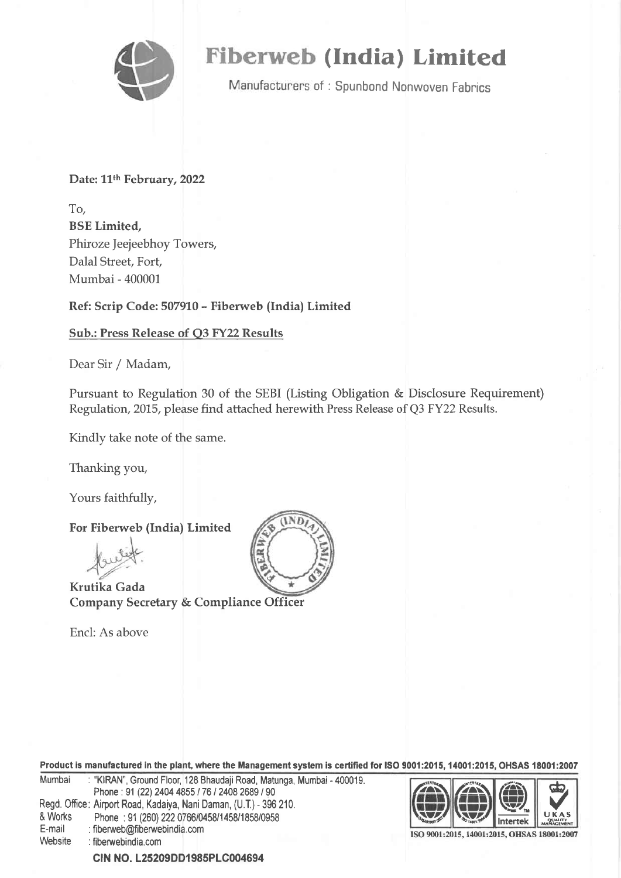# Fiberweb (India) Limited

Manufacturers of : Spunbond Nonwoven Fabrics

**Date: 11th February, 2022**

To,
**BSE Limited,**
Phiroze Jeejeebhoy Towers,
Dalal Street, Fort,
Mumbai - 400001

**Ref: Scrip Code: 507910 – Fiberweb (India) Limited**

**Sub.: Press Release of Q3 FY22 Results**

Dear Sir / Madam,

Pursuant to Regulation 30 of the SEBI (Listing Obligation & Disclosure Requirement) Regulation, 2015, please find attached herewith Press Release of Q3 FY22 Results.

Kindly take note of the same.

Thanking you,

Yours faithfully,

**For Fiberweb (India) Limited**

**Krutika Gada**
**Company Secretary & Compliance Officer**

Encl: As above

**Product is manufactured in the plant, where the Management system is certified for ISO 9001:2015, 14001:2015, OHSAS 18001:2007**

Mumbai : "KIRAN", Ground Floor, 128 Bhaudaji Road, Matunga, Mumbai - 400019.
Phone : 91 (22) 2404 4855 / 76 / 2408 2689 / 90
Regd. Office: Airport Road, Kadaiya, Nani Daman, (U.T.) - 396 210.
& Works Phone : 91 (260) 222 0766/0458/1458/1858/0958
E-mail : fiberweb@fiberwebindia.com
Website : fiberwebindia.com

ISO 9001:2015, 14001:2015, OHSAS 18001:2007

**CIN NO. L25209DD1985PLC004694**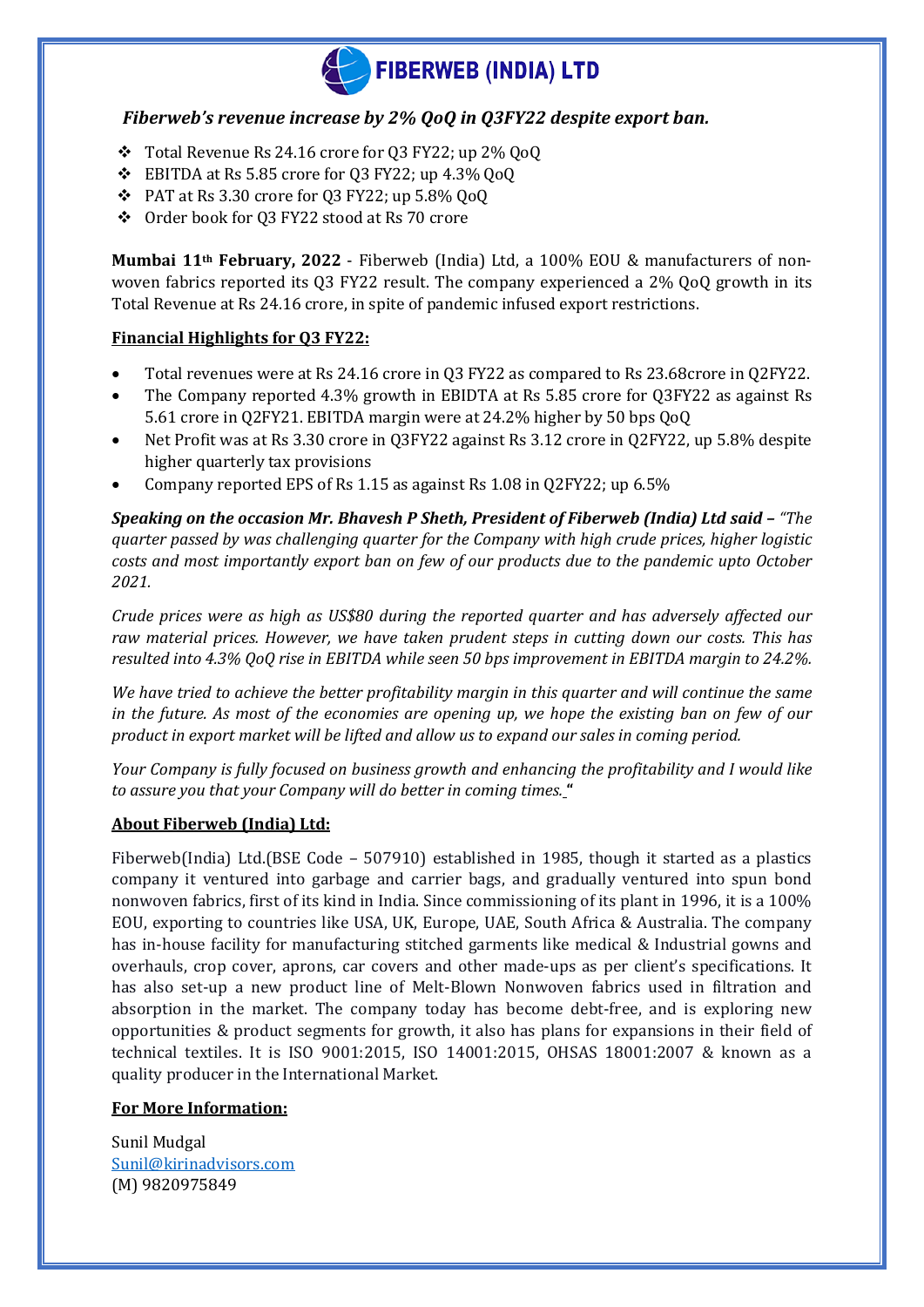# FIBERWEB (INDIA) LTD

***Fiberweb's revenue increase by 2% QoQ in Q3FY22 despite export ban.***

- Total Revenue Rs 24.16 crore for Q3 FY22; up 2% QoQ
- EBITDA at Rs 5.85 crore for Q3 FY22; up 4.3% QoQ
- PAT at Rs 3.30 crore for Q3 FY22; up 5.8% QoQ
- Order book for Q3 FY22 stood at Rs 70 crore

**Mumbai 11th February, 2022** - Fiberweb (India) Ltd, a 100% EOU & manufacturers of non-woven fabrics reported its Q3 FY22 result. The company experienced a 2% QoQ growth in its Total Revenue at Rs 24.16 crore, in spite of pandemic infused export restrictions.

**Financial Highlights for Q3 FY22:**

- Total revenues were at Rs 24.16 crore in Q3 FY22 as compared to Rs 23.68crore in Q2FY22.
- The Company reported 4.3% growth in EBIDTA at Rs 5.85 crore for Q3FY22 as against Rs 5.61 crore in Q2FY21. EBITDA margin were at 24.2% higher by 50 bps QoQ
- Net Profit was at Rs 3.30 crore in Q3FY22 against Rs 3.12 crore in Q2FY22, up 5.8% despite higher quarterly tax provisions
- Company reported EPS of Rs 1.15 as against Rs 1.08 in Q2FY22; up 6.5%

***Speaking on the occasion Mr. Bhavesh P Sheth, President of Fiberweb (India) Ltd said –*** *"The quarter passed by was challenging quarter for the Company with high crude prices, higher logistic costs and most importantly export ban on few of our products due to the pandemic upto October 2021.*

*Crude prices were as high as US$80 during the reported quarter and has adversely affected our raw material prices. However, we have taken prudent steps in cutting down our costs. This has resulted into 4.3% QoQ rise in EBITDA while seen 50 bps improvement in EBITDA margin to 24.2%.*

*We have tried to achieve the better profitability margin in this quarter and will continue the same in the future. As most of the economies are opening up, we hope the existing ban on few of our product in export market will be lifted and allow us to expand our sales in coming period.*

*Your Company is fully focused on business growth and enhancing the profitability and I would like to assure you that your Company will do better in coming times."*

**About Fiberweb (India) Ltd:**

Fiberweb(India) Ltd.(BSE Code – 507910) established in 1985, though it started as a plastics company it ventured into garbage and carrier bags, and gradually ventured into spun bond nonwoven fabrics, first of its kind in India. Since commissioning of its plant in 1996, it is a 100% EOU, exporting to countries like USA, UK, Europe, UAE, South Africa & Australia. The company has in-house facility for manufacturing stitched garments like medical & Industrial gowns and overhauls, crop cover, aprons, car covers and other made-ups as per client's specifications. It has also set-up a new product line of Melt-Blown Nonwoven fabrics used in filtration and absorption in the market. The company today has become debt-free, and is exploring new opportunities & product segments for growth, it also has plans for expansions in their field of technical textiles. It is ISO 9001:2015, ISO 14001:2015, OHSAS 18001:2007 & known as a quality producer in the International Market.

**For More Information:**

Sunil Mudgal
Sunil@kirinadvisors.com
(M) 9820975849